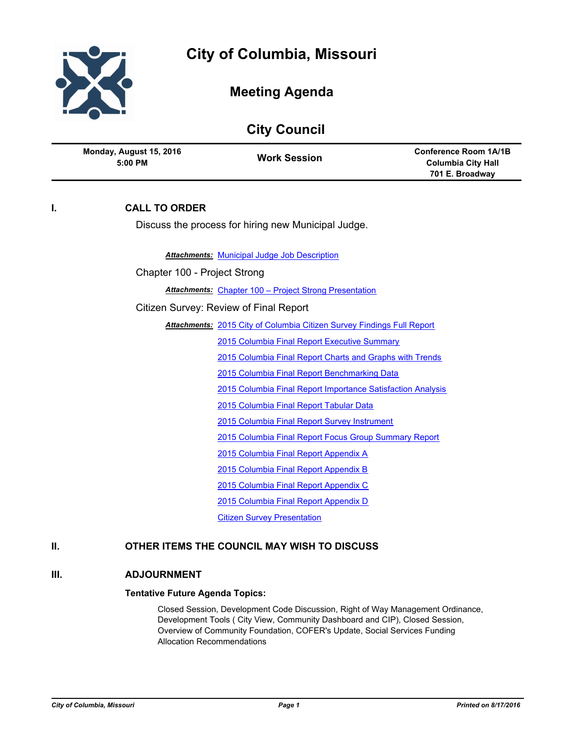# City of Columbia, Missouri

## Meeting Agenda

## City Council

| Monday, August 15, 2016 5:00 PM | Work Session | Conference Room 1A/1B Columbia City Hall 701 E. Broadway |
|---|---|---|

## I. CALL TO ORDER

Discuss the process for hiring new Municipal Judge.

***Attachments:*** Municipal Judge Job Description

Chapter 100 - Project Strong

***Attachments:*** Chapter 100 – Project Strong Presentation

Citizen Survey: Review of Final Report

***Attachments:*** 2015 City of Columbia Citizen Survey Findings Full Report

2015 Columbia Final Report Executive Summary

2015 Columbia Final Report Charts and Graphs with Trends

2015 Columbia Final Report Benchmarking Data

2015 Columbia Final Report Importance Satisfaction Analysis

2015 Columbia Final Report Tabular Data

2015 Columbia Final Report Survey Instrument

2015 Columbia Final Report Focus Group Summary Report

2015 Columbia Final Report Appendix A

2015 Columbia Final Report Appendix B

2015 Columbia Final Report Appendix C

2015 Columbia Final Report Appendix D

Citizen Survey Presentation

## II. OTHER ITEMS THE COUNCIL MAY WISH TO DISCUSS

## III. ADJOURNMENT

**Tentative Future Agenda Topics:**

Closed Session, Development Code Discussion, Right of Way Management Ordinance, Development Tools ( City View, Community Dashboard and CIP), Closed Session, Overview of Community Foundation, COFER's Update, Social Services Funding Allocation Recommendations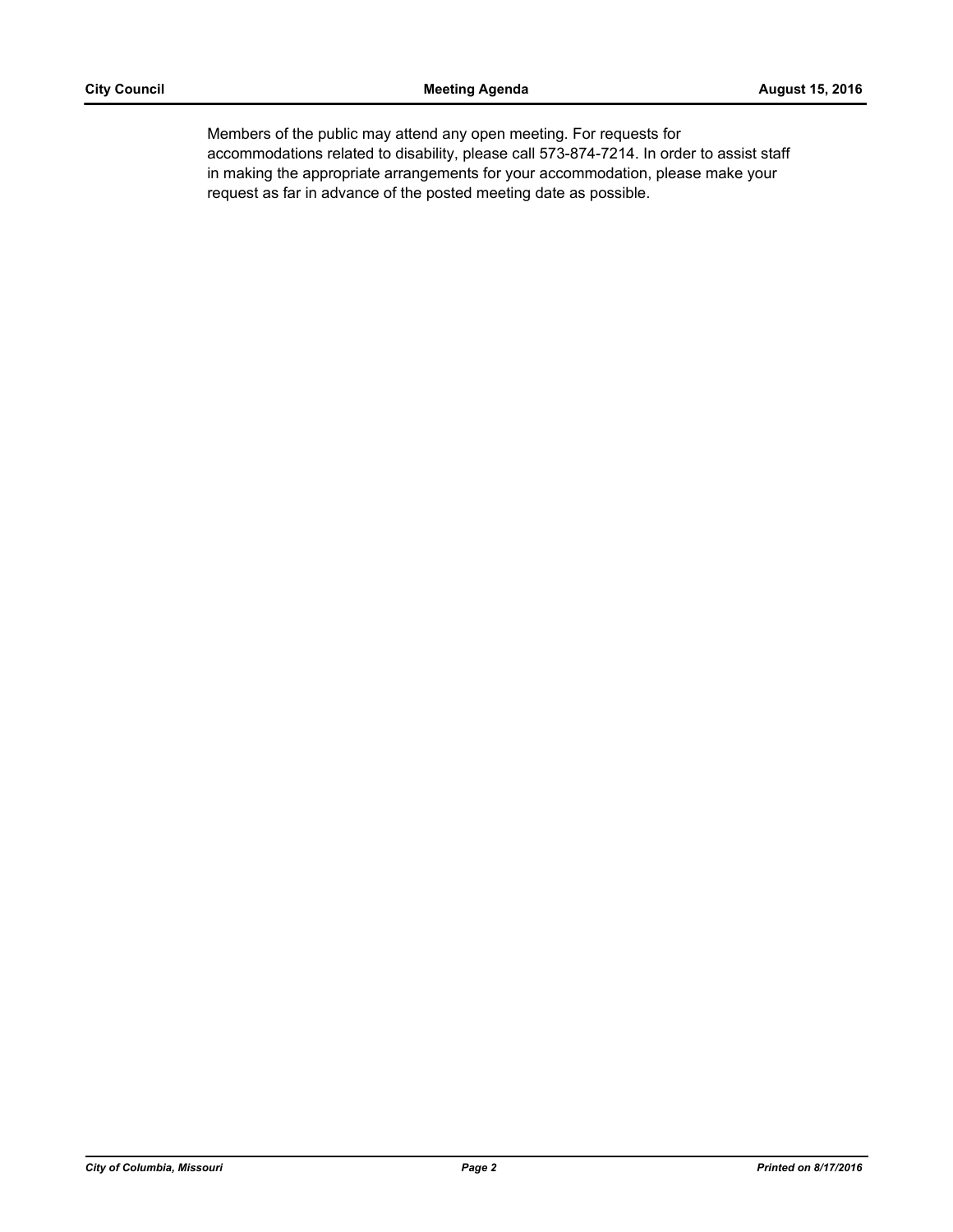Members of the public may attend any open meeting. For requests for accommodations related to disability, please call 573-874-7214. In order to assist staff in making the appropriate arrangements for your accommodation, please make your request as far in advance of the posted meeting date as possible.